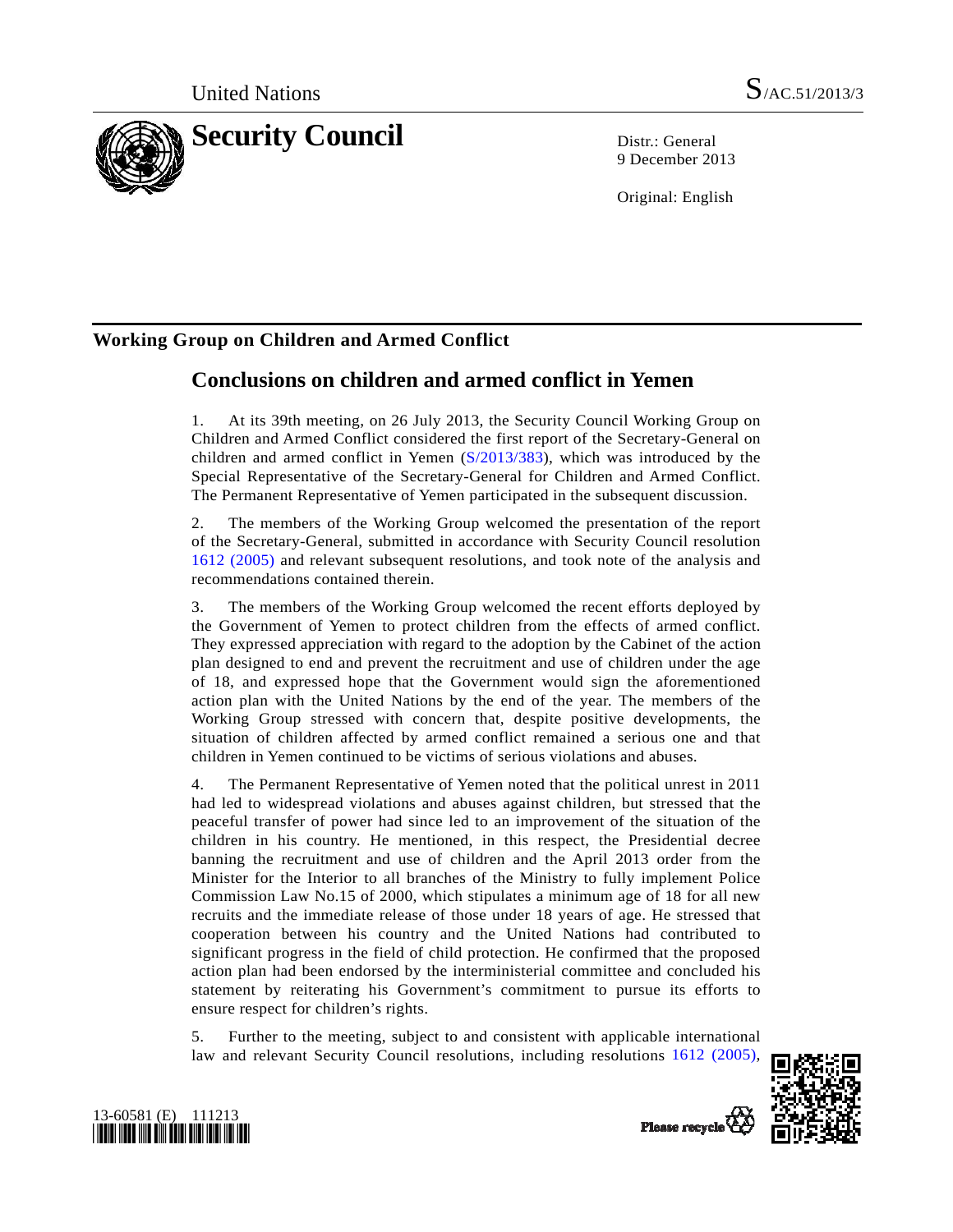United Nations S/AC.51/2013/3

# Security Council

Distr.: General
9 December 2013

Original: English

## Working Group on Children and Armed Conflict

## Conclusions on children and armed conflict in Yemen

1. At its 39th meeting, on 26 July 2013, the Security Council Working Group on Children and Armed Conflict considered the first report of the Secretary-General on children and armed conflict in Yemen (S/2013/383), which was introduced by the Special Representative of the Secretary-General for Children and Armed Conflict. The Permanent Representative of Yemen participated in the subsequent discussion.

2. The members of the Working Group welcomed the presentation of the report of the Secretary-General, submitted in accordance with Security Council resolution 1612 (2005) and relevant subsequent resolutions, and took note of the analysis and recommendations contained therein.

3. The members of the Working Group welcomed the recent efforts deployed by the Government of Yemen to protect children from the effects of armed conflict. They expressed appreciation with regard to the adoption by the Cabinet of the action plan designed to end and prevent the recruitment and use of children under the age of 18, and expressed hope that the Government would sign the aforementioned action plan with the United Nations by the end of the year. The members of the Working Group stressed with concern that, despite positive developments, the situation of children affected by armed conflict remained a serious one and that children in Yemen continued to be victims of serious violations and abuses.

4. The Permanent Representative of Yemen noted that the political unrest in 2011 had led to widespread violations and abuses against children, but stressed that the peaceful transfer of power had since led to an improvement of the situation of the children in his country. He mentioned, in this respect, the Presidential decree banning the recruitment and use of children and the April 2013 order from the Minister for the Interior to all branches of the Ministry to fully implement Police Commission Law No.15 of 2000, which stipulates a minimum age of 18 for all new recruits and the immediate release of those under 18 years of age. He stressed that cooperation between his country and the United Nations had contributed to significant progress in the field of child protection. He confirmed that the proposed action plan had been endorsed by the interministerial committee and concluded his statement by reiterating his Government's commitment to pursue its efforts to ensure respect for children's rights.

5. Further to the meeting, subject to and consistent with applicable international law and relevant Security Council resolutions, including resolutions 1612 (2005),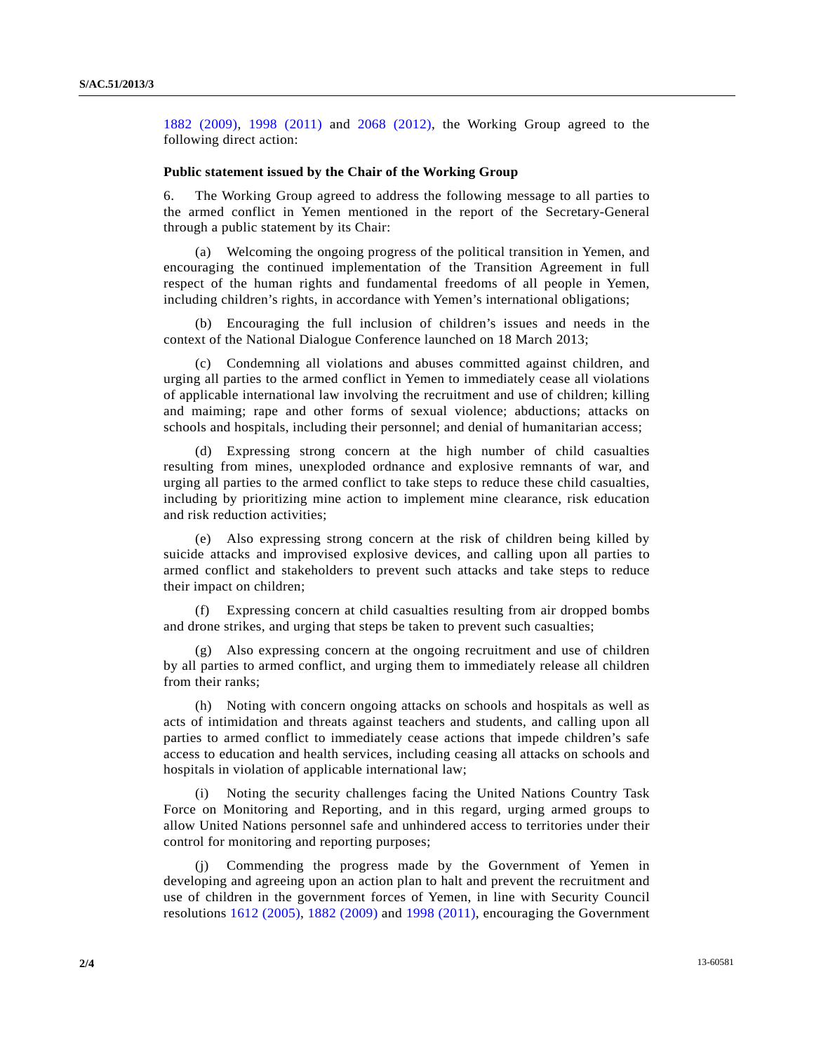1882 (2009), 1998 (2011) and 2068 (2012), the Working Group agreed to the following direct action:

**Public statement issued by the Chair of the Working Group**

6. The Working Group agreed to address the following message to all parties to the armed conflict in Yemen mentioned in the report of the Secretary-General through a public statement by its Chair:

(a) Welcoming the ongoing progress of the political transition in Yemen, and encouraging the continued implementation of the Transition Agreement in full respect of the human rights and fundamental freedoms of all people in Yemen, including children's rights, in accordance with Yemen's international obligations;

(b) Encouraging the full inclusion of children's issues and needs in the context of the National Dialogue Conference launched on 18 March 2013;

(c) Condemning all violations and abuses committed against children, and urging all parties to the armed conflict in Yemen to immediately cease all violations of applicable international law involving the recruitment and use of children; killing and maiming; rape and other forms of sexual violence; abductions; attacks on schools and hospitals, including their personnel; and denial of humanitarian access;

(d) Expressing strong concern at the high number of child casualties resulting from mines, unexploded ordnance and explosive remnants of war, and urging all parties to the armed conflict to take steps to reduce these child casualties, including by prioritizing mine action to implement mine clearance, risk education and risk reduction activities;

(e) Also expressing strong concern at the risk of children being killed by suicide attacks and improvised explosive devices, and calling upon all parties to armed conflict and stakeholders to prevent such attacks and take steps to reduce their impact on children;

(f) Expressing concern at child casualties resulting from air dropped bombs and drone strikes, and urging that steps be taken to prevent such casualties;

(g) Also expressing concern at the ongoing recruitment and use of children by all parties to armed conflict, and urging them to immediately release all children from their ranks;

(h) Noting with concern ongoing attacks on schools and hospitals as well as acts of intimidation and threats against teachers and students, and calling upon all parties to armed conflict to immediately cease actions that impede children's safe access to education and health services, including ceasing all attacks on schools and hospitals in violation of applicable international law;

(i) Noting the security challenges facing the United Nations Country Task Force on Monitoring and Reporting, and in this regard, urging armed groups to allow United Nations personnel safe and unhindered access to territories under their control for monitoring and reporting purposes;

(j) Commending the progress made by the Government of Yemen in developing and agreeing upon an action plan to halt and prevent the recruitment and use of children in the government forces of Yemen, in line with Security Council resolutions 1612 (2005), 1882 (2009) and 1998 (2011), encouraging the Government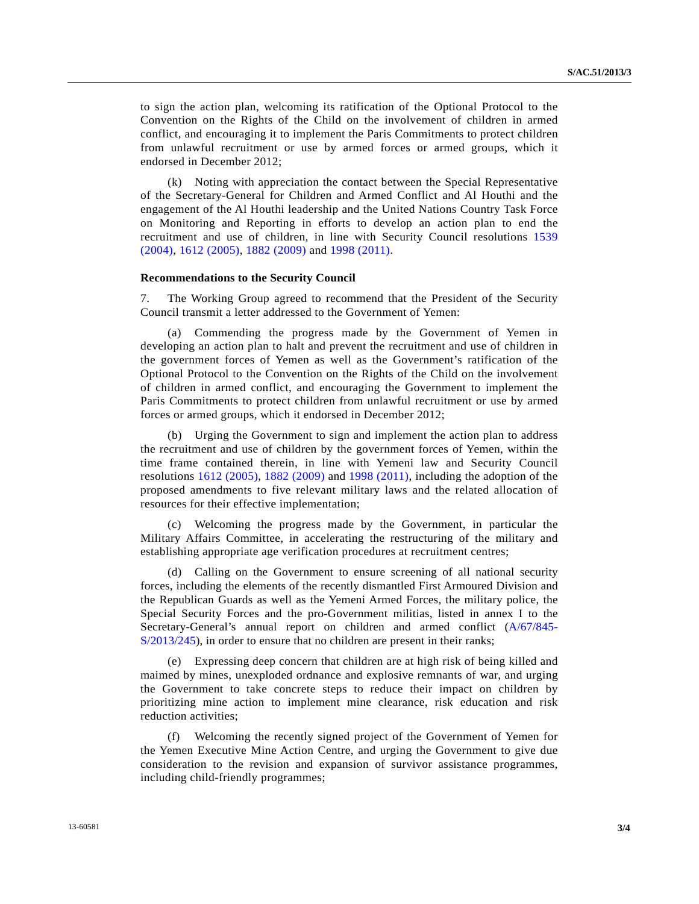to sign the action plan, welcoming its ratification of the Optional Protocol to the Convention on the Rights of the Child on the involvement of children in armed conflict, and encouraging it to implement the Paris Commitments to protect children from unlawful recruitment or use by armed forces or armed groups, which it endorsed in December 2012;

(k) Noting with appreciation the contact between the Special Representative of the Secretary-General for Children and Armed Conflict and Al Houthi and the engagement of the Al Houthi leadership and the United Nations Country Task Force on Monitoring and Reporting in efforts to develop an action plan to end the recruitment and use of children, in line with Security Council resolutions 1539 (2004), 1612 (2005), 1882 (2009) and 1998 (2011).

**Recommendations to the Security Council**

7. The Working Group agreed to recommend that the President of the Security Council transmit a letter addressed to the Government of Yemen:

(a) Commending the progress made by the Government of Yemen in developing an action plan to halt and prevent the recruitment and use of children in the government forces of Yemen as well as the Government's ratification of the Optional Protocol to the Convention on the Rights of the Child on the involvement of children in armed conflict, and encouraging the Government to implement the Paris Commitments to protect children from unlawful recruitment or use by armed forces or armed groups, which it endorsed in December 2012;

(b) Urging the Government to sign and implement the action plan to address the recruitment and use of children by the government forces of Yemen, within the time frame contained therein, in line with Yemeni law and Security Council resolutions 1612 (2005), 1882 (2009) and 1998 (2011), including the adoption of the proposed amendments to five relevant military laws and the related allocation of resources for their effective implementation;

(c) Welcoming the progress made by the Government, in particular the Military Affairs Committee, in accelerating the restructuring of the military and establishing appropriate age verification procedures at recruitment centres;

(d) Calling on the Government to ensure screening of all national security forces, including the elements of the recently dismantled First Armoured Division and the Republican Guards as well as the Yemeni Armed Forces, the military police, the Special Security Forces and the pro-Government militias, listed in annex I to the Secretary-General's annual report on children and armed conflict (A/67/845-S/2013/245), in order to ensure that no children are present in their ranks;

(e) Expressing deep concern that children are at high risk of being killed and maimed by mines, unexploded ordnance and explosive remnants of war, and urging the Government to take concrete steps to reduce their impact on children by prioritizing mine action to implement mine clearance, risk education and risk reduction activities;

(f) Welcoming the recently signed project of the Government of Yemen for the Yemen Executive Mine Action Centre, and urging the Government to give due consideration to the revision and expansion of survivor assistance programmes, including child-friendly programmes;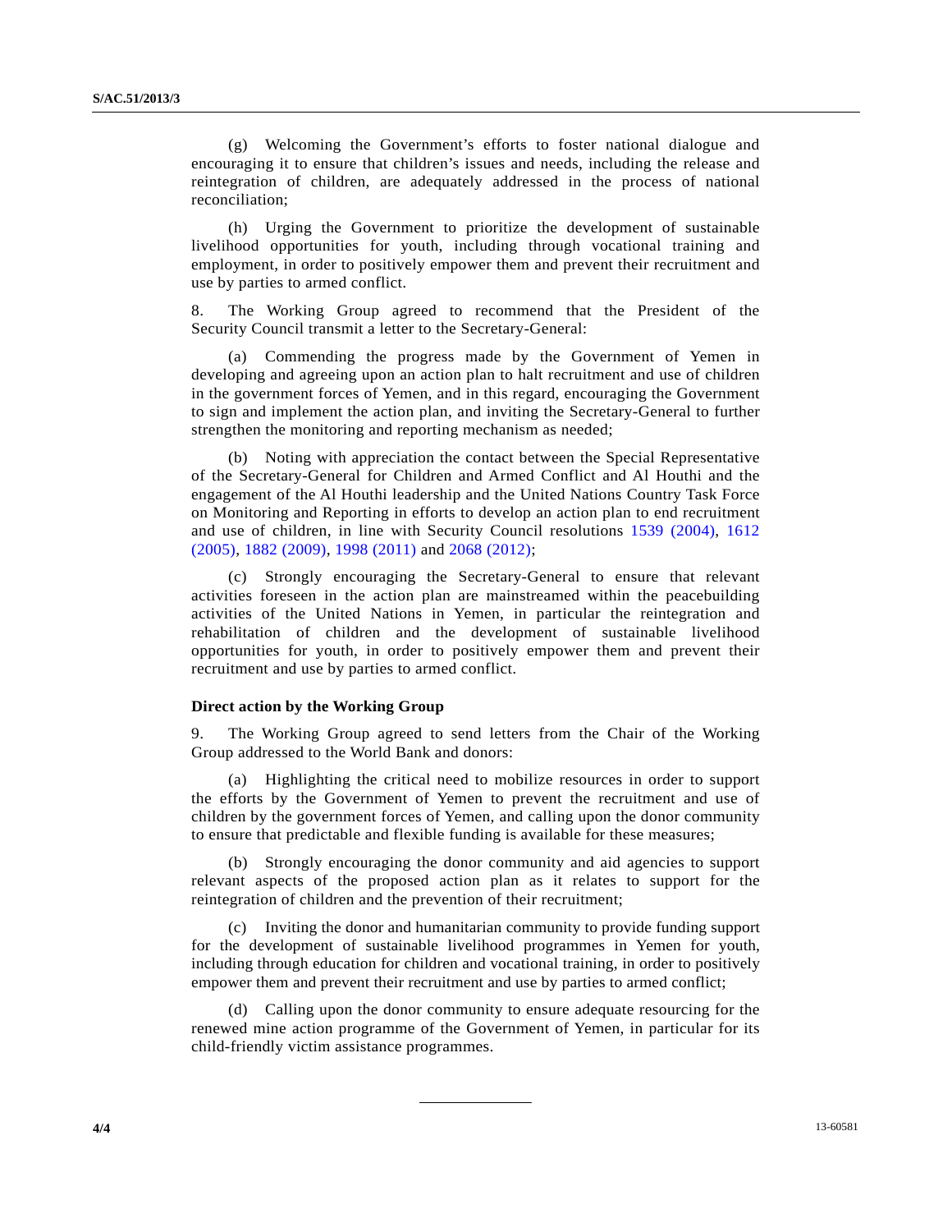(g) Welcoming the Government's efforts to foster national dialogue and encouraging it to ensure that children's issues and needs, including the release and reintegration of children, are adequately addressed in the process of national reconciliation;

(h) Urging the Government to prioritize the development of sustainable livelihood opportunities for youth, including through vocational training and employment, in order to positively empower them and prevent their recruitment and use by parties to armed conflict.

8. The Working Group agreed to recommend that the President of the Security Council transmit a letter to the Secretary-General:

(a) Commending the progress made by the Government of Yemen in developing and agreeing upon an action plan to halt recruitment and use of children in the government forces of Yemen, and in this regard, encouraging the Government to sign and implement the action plan, and inviting the Secretary-General to further strengthen the monitoring and reporting mechanism as needed;

(b) Noting with appreciation the contact between the Special Representative of the Secretary-General for Children and Armed Conflict and Al Houthi and the engagement of the Al Houthi leadership and the United Nations Country Task Force on Monitoring and Reporting in efforts to develop an action plan to end recruitment and use of children, in line with Security Council resolutions 1539 (2004), 1612 (2005), 1882 (2009), 1998 (2011) and 2068 (2012);

(c) Strongly encouraging the Secretary-General to ensure that relevant activities foreseen in the action plan are mainstreamed within the peacebuilding activities of the United Nations in Yemen, in particular the reintegration and rehabilitation of children and the development of sustainable livelihood opportunities for youth, in order to positively empower them and prevent their recruitment and use by parties to armed conflict.

### Direct action by the Working Group

9. The Working Group agreed to send letters from the Chair of the Working Group addressed to the World Bank and donors:

(a) Highlighting the critical need to mobilize resources in order to support the efforts by the Government of Yemen to prevent the recruitment and use of children by the government forces of Yemen, and calling upon the donor community to ensure that predictable and flexible funding is available for these measures;

(b) Strongly encouraging the donor community and aid agencies to support relevant aspects of the proposed action plan as it relates to support for the reintegration of children and the prevention of their recruitment;

(c) Inviting the donor and humanitarian community to provide funding support for the development of sustainable livelihood programmes in Yemen for youth, including through education for children and vocational training, in order to positively empower them and prevent their recruitment and use by parties to armed conflict;

(d) Calling upon the donor community to ensure adequate resourcing for the renewed mine action programme of the Government of Yemen, in particular for its child-friendly victim assistance programmes.